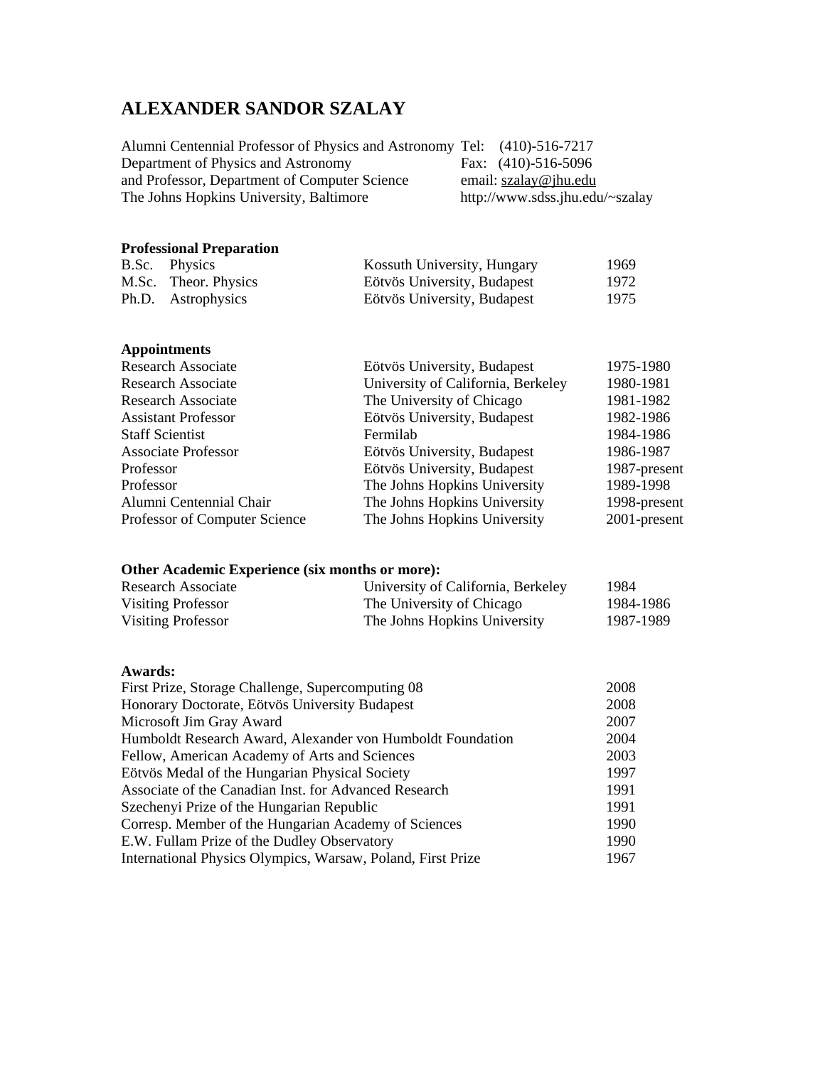# ALEXANDER SANDOR SZALAY

| | |
|---|---|
| Alumni Centennial Professor of Physics and Astronomy | Tel: (410)-516-7217 |
| Department of Physics and Astronomy | Fax: (410)-516-5096 |
| and Professor, Department of Computer Science | email: szalay@jhu.edu |
| The Johns Hopkins University, Baltimore | http://www.sdss.jhu.edu/~szalay |

### Professional Preparation

| | | | |
|---|---|---|---|
| B.Sc. | Physics | Kossuth University, Hungary | 1969 |
| M.Sc. | Theor. Physics | Eötvös University, Budapest | 1972 |
| Ph.D. | Astrophysics | Eötvös University, Budapest | 1975 |

### Appointments

| | | |
|---|---|---|
| Research Associate | Eötvös University, Budapest | 1975-1980 |
| Research Associate | University of California, Berkeley | 1980-1981 |
| Research Associate | The University of Chicago | 1981-1982 |
| Assistant Professor | Eötvös University, Budapest | 1982-1986 |
| Staff Scientist | Fermilab | 1984-1986 |
| Associate Professor | Eötvös University, Budapest | 1986-1987 |
| Professor | Eötvös University, Budapest | 1987-present |
| Professor | The Johns Hopkins University | 1989-1998 |
| Alumni Centennial Chair | The Johns Hopkins University | 1998-present |
| Professor of Computer Science | The Johns Hopkins University | 2001-present |

### Other Academic Experience (six months or more):

| | | |
|---|---|---|
| Research Associate | University of California, Berkeley | 1984 |
| Visiting Professor | The University of Chicago | 1984-1986 |
| Visiting Professor | The Johns Hopkins University | 1987-1989 |

### Awards:

| | |
|---|---|
| First Prize, Storage Challenge, Supercomputing 08 | 2008 |
| Honorary Doctorate, Eötvös University Budapest | 2008 |
| Microsoft Jim Gray Award | 2007 |
| Humboldt Research Award, Alexander von Humboldt Foundation | 2004 |
| Fellow, American Academy of Arts and Sciences | 2003 |
| Eötvös Medal of the Hungarian Physical Society | 1997 |
| Associate of the Canadian Inst. for Advanced Research | 1991 |
| Szechenyi Prize of the Hungarian Republic | 1991 |
| Corresp. Member of the Hungarian Academy of Sciences | 1990 |
| E.W. Fullam Prize of the Dudley Observatory | 1990 |
| International Physics Olympics, Warsaw, Poland, First Prize | 1967 |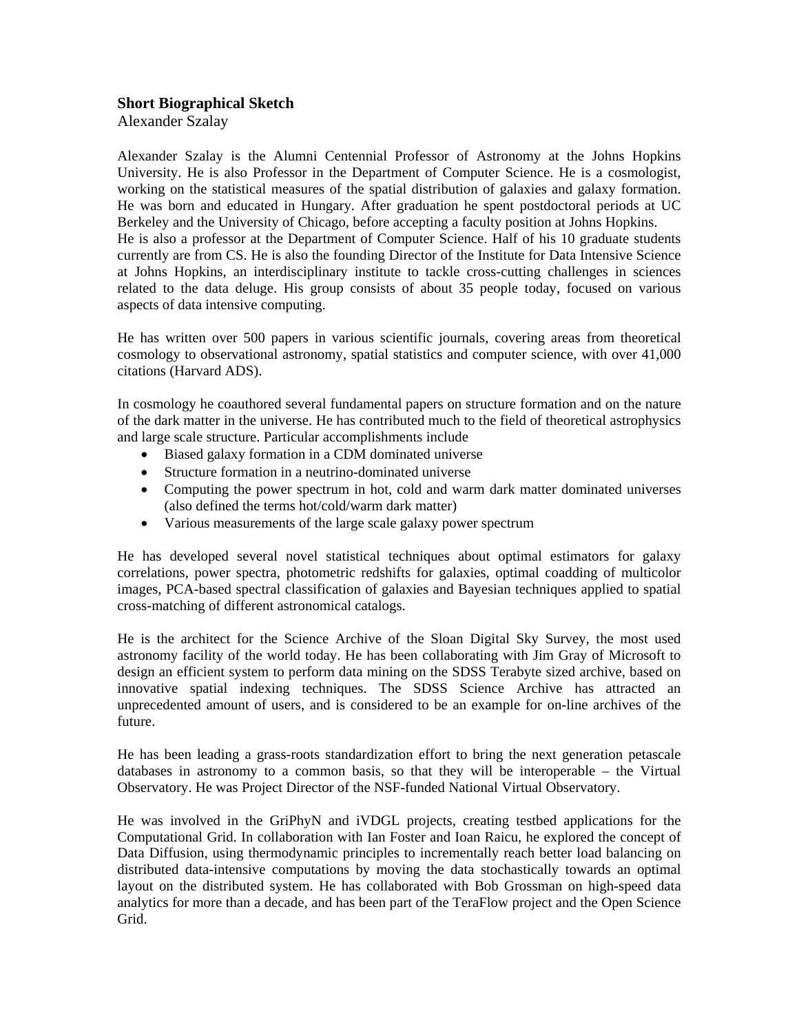**Short Biographical Sketch**

Alexander Szalay

Alexander Szalay is the Alumni Centennial Professor of Astronomy at the Johns Hopkins University. He is also Professor in the Department of Computer Science. He is a cosmologist, working on the statistical measures of the spatial distribution of galaxies and galaxy formation. He was born and educated in Hungary. After graduation he spent postdoctoral periods at UC Berkeley and the University of Chicago, before accepting a faculty position at Johns Hopkins.
He is also a professor at the Department of Computer Science. Half of his 10 graduate students currently are from CS. He is also the founding Director of the Institute for Data Intensive Science at Johns Hopkins, an interdisciplinary institute to tackle cross-cutting challenges in sciences related to the data deluge. His group consists of about 35 people today, focused on various aspects of data intensive computing.

He has written over 500 papers in various scientific journals, covering areas from theoretical cosmology to observational astronomy, spatial statistics and computer science, with over 41,000 citations (Harvard ADS).

In cosmology he coauthored several fundamental papers on structure formation and on the nature of the dark matter in the universe. He has contributed much to the field of theoretical astrophysics and large scale structure. Particular accomplishments include

- Biased galaxy formation in a CDM dominated universe
- Structure formation in a neutrino-dominated universe
- Computing the power spectrum in hot, cold and warm dark matter dominated universes (also defined the terms hot/cold/warm dark matter)
- Various measurements of the large scale galaxy power spectrum

He has developed several novel statistical techniques about optimal estimators for galaxy correlations, power spectra, photometric redshifts for galaxies, optimal coadding of multicolor images, PCA-based spectral classification of galaxies and Bayesian techniques applied to spatial cross-matching of different astronomical catalogs.

He is the architect for the Science Archive of the Sloan Digital Sky Survey, the most used astronomy facility of the world today. He has been collaborating with Jim Gray of Microsoft to design an efficient system to perform data mining on the SDSS Terabyte sized archive, based on innovative spatial indexing techniques. The SDSS Science Archive has attracted an unprecedented amount of users, and is considered to be an example for on-line archives of the future.

He has been leading a grass-roots standardization effort to bring the next generation petascale databases in astronomy to a common basis, so that they will be interoperable – the Virtual Observatory. He was Project Director of the NSF-funded National Virtual Observatory.

He was involved in the GriPhyN and iVDGL projects, creating testbed applications for the Computational Grid. In collaboration with Ian Foster and Ioan Raicu, he explored the concept of Data Diffusion, using thermodynamic principles to incrementally reach better load balancing on distributed data-intensive computations by moving the data stochastically towards an optimal layout on the distributed system. He has collaborated with Bob Grossman on high-speed data analytics for more than a decade, and has been part of the TeraFlow project and the Open Science Grid.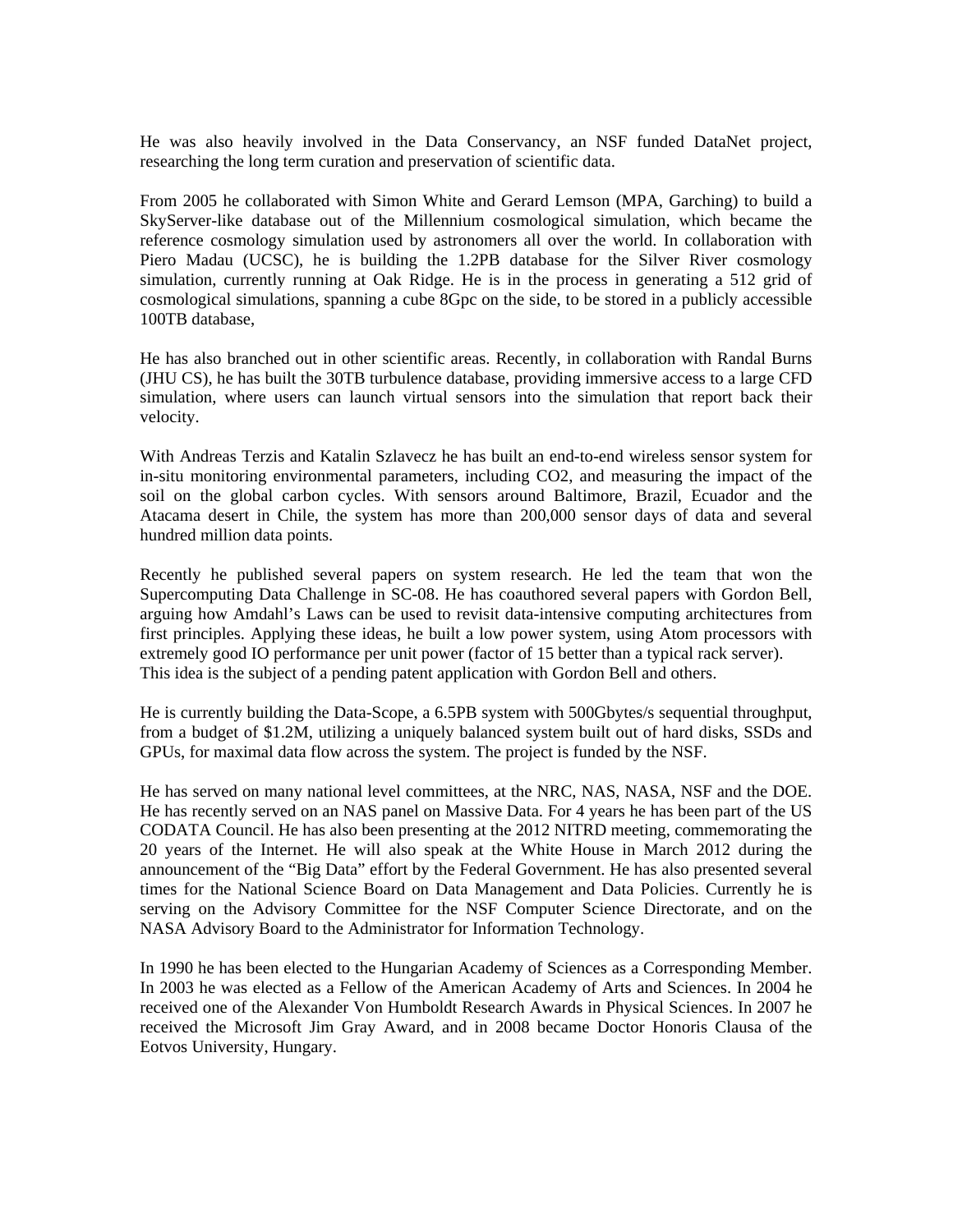He was also heavily involved in the Data Conservancy, an NSF funded DataNet project, researching the long term curation and preservation of scientific data.

From 2005 he collaborated with Simon White and Gerard Lemson (MPA, Garching) to build a SkyServer-like database out of the Millennium cosmological simulation, which became the reference cosmology simulation used by astronomers all over the world. In collaboration with Piero Madau (UCSC), he is building the 1.2PB database for the Silver River cosmology simulation, currently running at Oak Ridge. He is in the process in generating a 512 grid of cosmological simulations, spanning a cube 8Gpc on the side, to be stored in a publicly accessible 100TB database,

He has also branched out in other scientific areas. Recently, in collaboration with Randal Burns (JHU CS), he has built the 30TB turbulence database, providing immersive access to a large CFD simulation, where users can launch virtual sensors into the simulation that report back their velocity.

With Andreas Terzis and Katalin Szlavecz he has built an end-to-end wireless sensor system for in-situ monitoring environmental parameters, including CO2, and measuring the impact of the soil on the global carbon cycles. With sensors around Baltimore, Brazil, Ecuador and the Atacama desert in Chile, the system has more than 200,000 sensor days of data and several hundred million data points.

Recently he published several papers on system research. He led the team that won the Supercomputing Data Challenge in SC-08. He has coauthored several papers with Gordon Bell, arguing how Amdahl's Laws can be used to revisit data-intensive computing architectures from first principles. Applying these ideas, he built a low power system, using Atom processors with extremely good IO performance per unit power (factor of 15 better than a typical rack server). This idea is the subject of a pending patent application with Gordon Bell and others.

He is currently building the Data-Scope, a 6.5PB system with 500Gbytes/s sequential throughput, from a budget of $1.2M, utilizing a uniquely balanced system built out of hard disks, SSDs and GPUs, for maximal data flow across the system. The project is funded by the NSF.

He has served on many national level committees, at the NRC, NAS, NASA, NSF and the DOE. He has recently served on an NAS panel on Massive Data. For 4 years he has been part of the US CODATA Council. He has also been presenting at the 2012 NITRD meeting, commemorating the 20 years of the Internet. He will also speak at the White House in March 2012 during the announcement of the "Big Data" effort by the Federal Government. He has also presented several times for the National Science Board on Data Management and Data Policies. Currently he is serving on the Advisory Committee for the NSF Computer Science Directorate, and on the NASA Advisory Board to the Administrator for Information Technology.

In 1990 he has been elected to the Hungarian Academy of Sciences as a Corresponding Member. In 2003 he was elected as a Fellow of the American Academy of Arts and Sciences. In 2004 he received one of the Alexander Von Humboldt Research Awards in Physical Sciences. In 2007 he received the Microsoft Jim Gray Award, and in 2008 became Doctor Honoris Clausa of the Eotvos University, Hungary.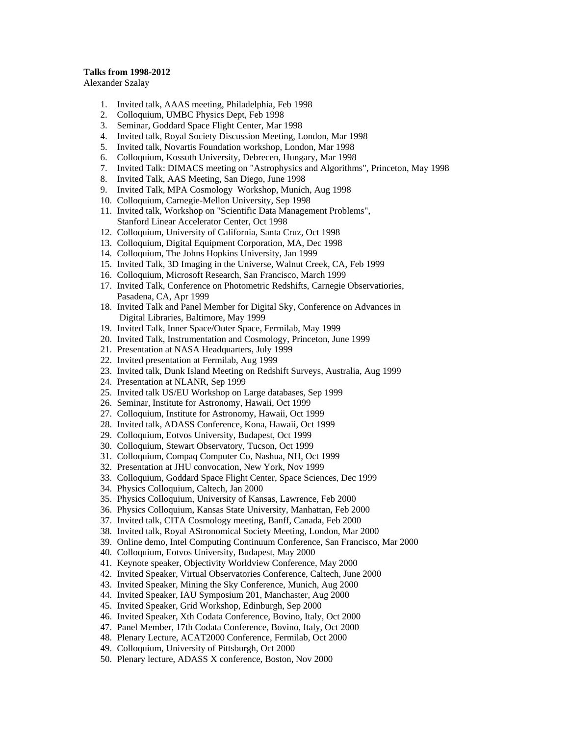**Talks from 1998-2012**
Alexander Szalay

1. Invited talk, AAAS meeting, Philadelphia, Feb 1998
2. Colloquium, UMBC Physics Dept, Feb 1998
3. Seminar, Goddard Space Flight Center, Mar 1998
4. Invited talk, Royal Society Discussion Meeting, London, Mar 1998
5. Invited talk, Novartis Foundation workshop, London, Mar 1998
6. Colloquium, Kossuth University, Debrecen, Hungary, Mar 1998
7. Invited Talk: DIMACS meeting on "Astrophysics and Algorithms", Princeton, May 1998
8. Invited Talk, AAS Meeting, San Diego, June 1998
9. Invited Talk, MPA Cosmology Workshop, Munich, Aug 1998
10. Colloquium, Carnegie-Mellon University, Sep 1998
11. Invited talk, Workshop on "Scientific Data Management Problems", Stanford Linear Accelerator Center, Oct 1998
12. Colloquium, University of California, Santa Cruz, Oct 1998
13. Colloquium, Digital Equipment Corporation, MA, Dec 1998
14. Colloquium, The Johns Hopkins University, Jan 1999
15. Invited Talk, 3D Imaging in the Universe, Walnut Creek, CA, Feb 1999
16. Colloquium, Microsoft Research, San Francisco, March 1999
17. Invited Talk, Conference on Photometric Redshifts, Carnegie Observatiories, Pasadena, CA, Apr 1999
18. Invited Talk and Panel Member for Digital Sky, Conference on Advances in Digital Libraries, Baltimore, May 1999
19. Invited Talk, Inner Space/Outer Space, Fermilab, May 1999
20. Invited Talk, Instrumentation and Cosmology, Princeton, June 1999
21. Presentation at NASA Headquarters, July 1999
22. Invited presentation at Fermilab, Aug 1999
23. Invited talk, Dunk Island Meeting on Redshift Surveys, Australia, Aug 1999
24. Presentation at NLANR, Sep 1999
25. Invited talk US/EU Workshop on Large databases, Sep 1999
26. Seminar, Institute for Astronomy, Hawaii, Oct 1999
27. Colloquium, Institute for Astronomy, Hawaii, Oct 1999
28. Invited talk, ADASS Conference, Kona, Hawaii, Oct 1999
29. Colloquium, Eotvos University, Budapest, Oct 1999
30. Colloquium, Stewart Observatory, Tucson, Oct 1999
31. Colloquium, Compaq Computer Co, Nashua, NH, Oct 1999
32. Presentation at JHU convocation, New York, Nov 1999
33. Colloquium, Goddard Space Flight Center, Space Sciences, Dec 1999
34. Physics Colloquium, Caltech, Jan 2000
35. Physics Colloquium, University of Kansas, Lawrence, Feb 2000
36. Physics Colloquium, Kansas State University, Manhattan, Feb 2000
37. Invited talk, CITA Cosmology meeting, Banff, Canada, Feb 2000
38. Invited talk, Royal AStronomical Society Meeting, London, Mar 2000
39. Online demo, Intel Computing Continuum Conference, San Francisco, Mar 2000
40. Colloquium, Eotvos University, Budapest, May 2000
41. Keynote speaker, Objectivity Worldview Conference, May 2000
42. Invited Speaker, Virtual Observatories Conference, Caltech, June 2000
43. Invited Speaker, Mining the Sky Conference, Munich, Aug 2000
44. Invited Speaker, IAU Symposium 201, Manchaster, Aug 2000
45. Invited Speaker, Grid Workshop, Edinburgh, Sep 2000
46. Invited Speaker, Xth Codata Conference, Bovino, Italy, Oct 2000
47. Panel Member, 17th Codata Conference, Bovino, Italy, Oct 2000
48. Plenary Lecture, ACAT2000 Conference, Fermilab, Oct 2000
49. Colloquium, University of Pittsburgh, Oct 2000
50. Plenary lecture, ADASS X conference, Boston, Nov 2000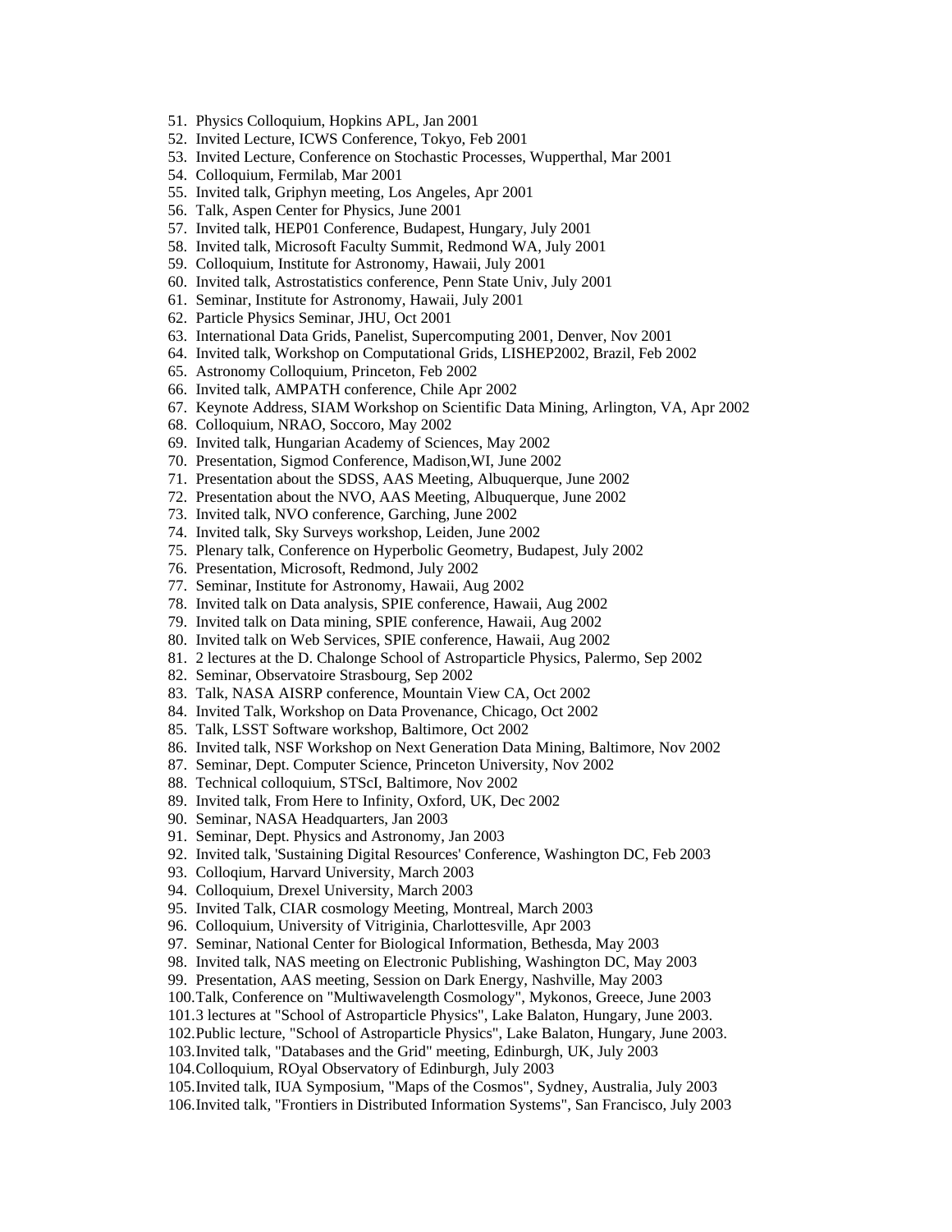51. Physics Colloquium, Hopkins APL, Jan 2001
52. Invited Lecture, ICWS Conference, Tokyo, Feb 2001
53. Invited Lecture, Conference on Stochastic Processes, Wupperthal, Mar 2001
54. Colloquium, Fermilab, Mar 2001
55. Invited talk, Griphyn meeting, Los Angeles, Apr 2001
56. Talk, Aspen Center for Physics, June 2001
57. Invited talk, HEP01 Conference, Budapest, Hungary, July 2001
58. Invited talk, Microsoft Faculty Summit, Redmond WA, July 2001
59. Colloquium, Institute for Astronomy, Hawaii, July 2001
60. Invited talk, Astrostatistics conference, Penn State Univ, July 2001
61. Seminar, Institute for Astronomy, Hawaii, July 2001
62. Particle Physics Seminar, JHU, Oct 2001
63. International Data Grids, Panelist, Supercomputing 2001, Denver, Nov 2001
64. Invited talk, Workshop on Computational Grids, LISHEP2002, Brazil, Feb 2002
65. Astronomy Colloquium, Princeton, Feb 2002
66. Invited talk, AMPATH conference, Chile Apr 2002
67. Keynote Address, SIAM Workshop on Scientific Data Mining, Arlington, VA, Apr 2002
68. Colloquium, NRAO, Soccoro, May 2002
69. Invited talk, Hungarian Academy of Sciences, May 2002
70. Presentation, Sigmod Conference, Madison,WI, June 2002
71. Presentation about the SDSS, AAS Meeting, Albuquerque, June 2002
72. Presentation about the NVO, AAS Meeting, Albuquerque, June 2002
73. Invited talk, NVO conference, Garching, June 2002
74. Invited talk, Sky Surveys workshop, Leiden, June 2002
75. Plenary talk, Conference on Hyperbolic Geometry, Budapest, July 2002
76. Presentation, Microsoft, Redmond, July 2002
77. Seminar, Institute for Astronomy, Hawaii, Aug 2002
78. Invited talk on Data analysis, SPIE conference, Hawaii, Aug 2002
79. Invited talk on Data mining, SPIE conference, Hawaii, Aug 2002
80. Invited talk on Web Services, SPIE conference, Hawaii, Aug 2002
81. 2 lectures at the D. Chalonge School of Astroparticle Physics, Palermo, Sep 2002
82. Seminar, Observatoire Strasbourg, Sep 2002
83. Talk, NASA AISRP conference, Mountain View CA, Oct 2002
84. Invited Talk, Workshop on Data Provenance, Chicago, Oct 2002
85. Talk, LSST Software workshop, Baltimore, Oct 2002
86. Invited talk, NSF Workshop on Next Generation Data Mining, Baltimore, Nov 2002
87. Seminar, Dept. Computer Science, Princeton University, Nov 2002
88. Technical colloquium, STScI, Baltimore, Nov 2002
89. Invited talk, From Here to Infinity, Oxford, UK, Dec 2002
90. Seminar, NASA Headquarters, Jan 2003
91. Seminar, Dept. Physics and Astronomy, Jan 2003
92. Invited talk, 'Sustaining Digital Resources' Conference, Washington DC, Feb 2003
93. Colloqium, Harvard University, March 2003
94. Colloquium, Drexel University, March 2003
95. Invited Talk, CIAR cosmology Meeting, Montreal, March 2003
96. Colloquium, University of Vitriginia, Charlottesville, Apr 2003
97. Seminar, National Center for Biological Information, Bethesda, May 2003
98. Invited talk, NAS meeting on Electronic Publishing, Washington DC, May 2003
99. Presentation, AAS meeting, Session on Dark Energy, Nashville, May 2003
100. Talk, Conference on "Multiwavelength Cosmology", Mykonos, Greece, June 2003
101. 3 lectures at "School of Astroparticle Physics", Lake Balaton, Hungary, June 2003.
102. Public lecture, "School of Astroparticle Physics", Lake Balaton, Hungary, June 2003.
103. Invited talk, "Databases and the Grid" meeting, Edinburgh, UK, July 2003
104. Colloquium, ROyal Observatory of Edinburgh, July 2003
105. Invited talk, IUA Symposium, "Maps of the Cosmos", Sydney, Australia, July 2003
106. Invited talk, "Frontiers in Distributed Information Systems", San Francisco, July 2003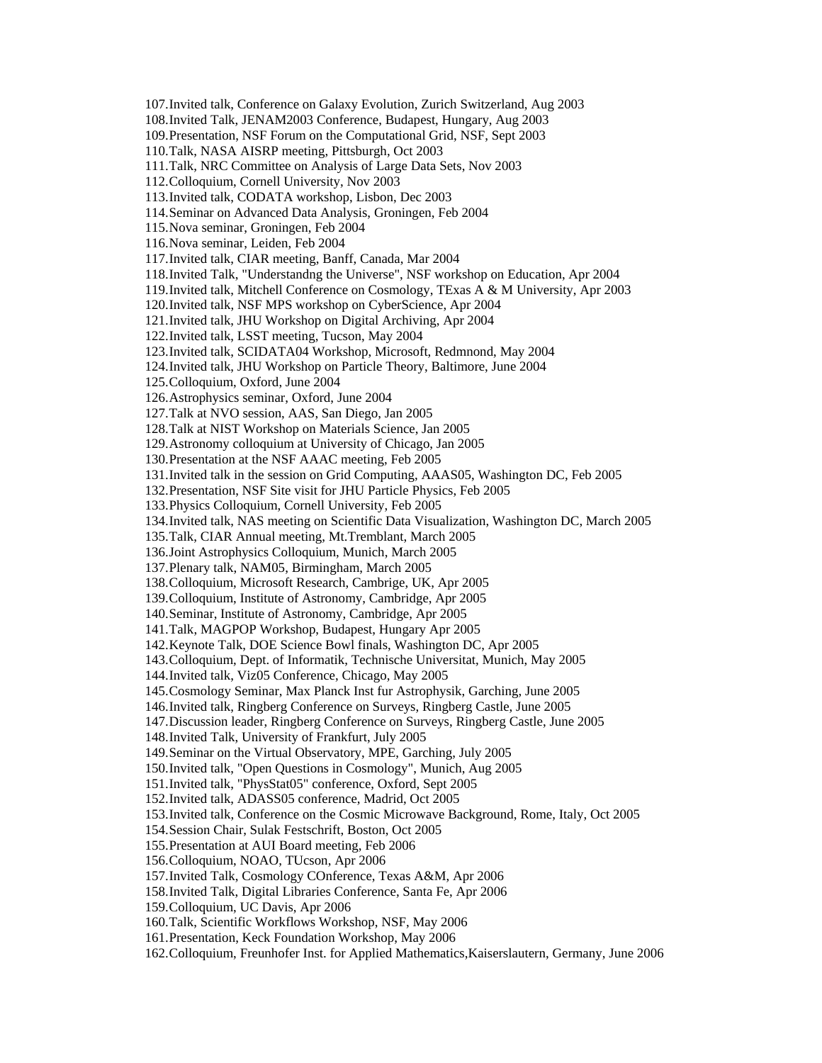107. Invited talk, Conference on Galaxy Evolution, Zurich Switzerland, Aug 2003
108. Invited Talk, JENAM2003 Conference, Budapest, Hungary, Aug 2003
109. Presentation, NSF Forum on the Computational Grid, NSF, Sept 2003
110. Talk, NASA AISRP meeting, Pittsburgh, Oct 2003
111. Talk, NRC Committee on Analysis of Large Data Sets, Nov 2003
112. Colloquium, Cornell University, Nov 2003
113. Invited talk, CODATA workshop, Lisbon, Dec 2003
114. Seminar on Advanced Data Analysis, Groningen, Feb 2004
115. Nova seminar, Groningen, Feb 2004
116. Nova seminar, Leiden, Feb 2004
117. Invited talk, CIAR meeting, Banff, Canada, Mar 2004
118. Invited Talk, "Understandng the Universe", NSF workshop on Education, Apr 2004
119. Invited talk, Mitchell Conference on Cosmology, TExas A & M University, Apr 2003
120. Invited talk, NSF MPS workshop on CyberScience, Apr 2004
121. Invited talk, JHU Workshop on Digital Archiving, Apr 2004
122. Invited talk, LSST meeting, Tucson, May 2004
123. Invited talk, SCIDATA04 Workshop, Microsoft, Redmnond, May 2004
124. Invited talk, JHU Workshop on Particle Theory, Baltimore, June 2004
125. Colloquium, Oxford, June 2004
126. Astrophysics seminar, Oxford, June 2004
127. Talk at NVO session, AAS, San Diego, Jan 2005
128. Talk at NIST Workshop on Materials Science, Jan 2005
129. Astronomy colloquium at University of Chicago, Jan 2005
130. Presentation at the NSF AAAC meeting, Feb 2005
131. Invited talk in the session on Grid Computing, AAAS05, Washington DC, Feb 2005
132. Presentation, NSF Site visit for JHU Particle Physics, Feb 2005
133. Physics Colloquium, Cornell University, Feb 2005
134. Invited talk, NAS meeting on Scientific Data Visualization, Washington DC, March 2005
135. Talk, CIAR Annual meeting, Mt.Tremblant, March 2005
136. Joint Astrophysics Colloquium, Munich, March 2005
137. Plenary talk, NAM05, Birmingham, March 2005
138. Colloquium, Microsoft Research, Cambrige, UK, Apr 2005
139. Colloquium, Institute of Astronomy, Cambridge, Apr 2005
140. Seminar, Institute of Astronomy, Cambridge, Apr 2005
141. Talk, MAGPOP Workshop, Budapest, Hungary Apr 2005
142. Keynote Talk, DOE Science Bowl finals, Washington DC, Apr 2005
143. Colloquium, Dept. of Informatik, Technische Universitat, Munich, May 2005
144. Invited talk, Viz05 Conference, Chicago, May 2005
145. Cosmology Seminar, Max Planck Inst fur Astrophysik, Garching, June 2005
146. Invited talk, Ringberg Conference on Surveys, Ringberg Castle, June 2005
147. Discussion leader, Ringberg Conference on Surveys, Ringberg Castle, June 2005
148. Invited Talk, University of Frankfurt, July 2005
149. Seminar on the Virtual Observatory, MPE, Garching, July 2005
150. Invited talk, "Open Questions in Cosmology", Munich, Aug 2005
151. Invited talk, "PhysStat05" conference, Oxford, Sept 2005
152. Invited talk, ADASS05 conference, Madrid, Oct 2005
153. Invited talk, Conference on the Cosmic Microwave Background, Rome, Italy, Oct 2005
154. Session Chair, Sulak Festschrift, Boston, Oct 2005
155. Presentation at AUI Board meeting, Feb 2006
156. Colloquium, NOAO, TUcson, Apr 2006
157. Invited Talk, Cosmology COnference, Texas A&M, Apr 2006
158. Invited Talk, Digital Libraries Conference, Santa Fe, Apr 2006
159. Colloquium, UC Davis, Apr 2006
160. Talk, Scientific Workflows Workshop, NSF, May 2006
161. Presentation, Keck Foundation Workshop, May 2006
162. Colloquium, Freunhofer Inst. for Applied Mathematics,Kaiserslautern, Germany, June 2006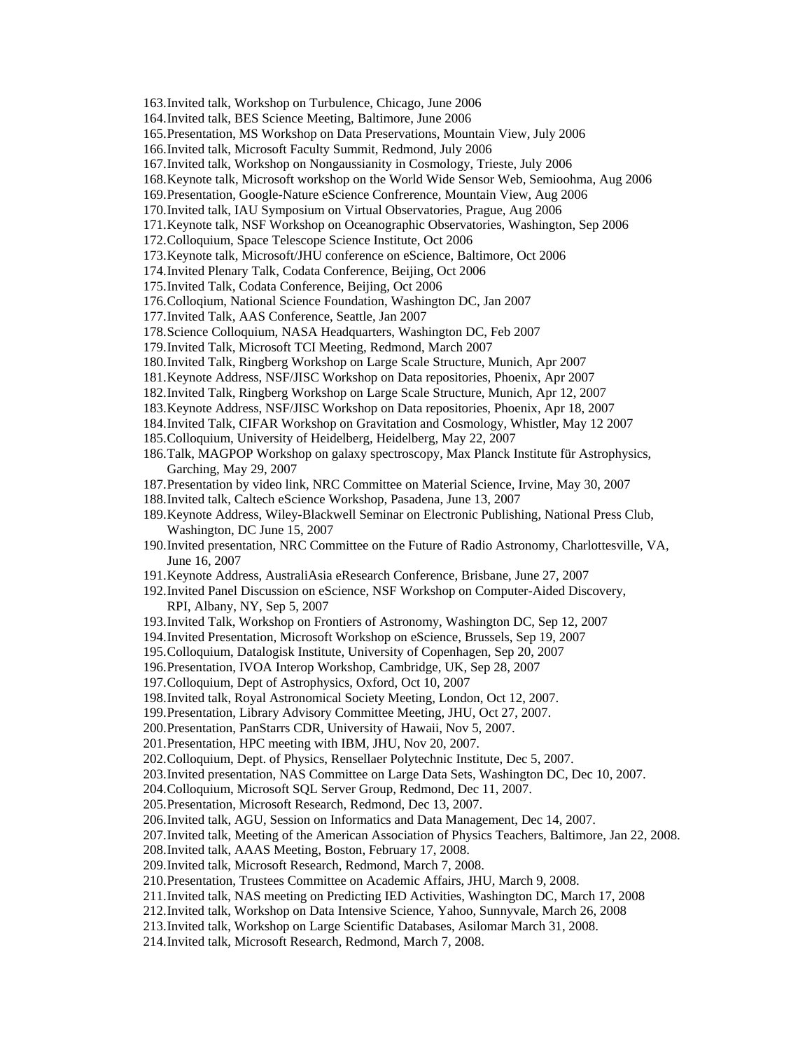163. Invited talk, Workshop on Turbulence, Chicago, June 2006
164. Invited talk, BES Science Meeting, Baltimore, June 2006
165. Presentation, MS Workshop on Data Preservations, Mountain View, July 2006
166. Invited talk, Microsoft Faculty Summit, Redmond, July 2006
167. Invited talk, Workshop on Nongaussianity in Cosmology, Trieste, July 2006
168. Keynote talk, Microsoft workshop on the World Wide Sensor Web, Semioohma, Aug 2006
169. Presentation, Google-Nature eScience Confrerence, Mountain View, Aug 2006
170. Invited talk, IAU Symposium on Virtual Observatories, Prague, Aug 2006
171. Keynote talk, NSF Workshop on Oceanographic Observatories, Washington, Sep 2006
172. Colloquium, Space Telescope Science Institute, Oct 2006
173. Keynote talk, Microsoft/JHU conference on eScience, Baltimore, Oct 2006
174. Invited Plenary Talk, Codata Conference, Beijing, Oct 2006
175. Invited Talk, Codata Conference, Beijing, Oct 2006
176. Colloqium, National Science Foundation, Washington DC, Jan 2007
177. Invited Talk, AAS Conference, Seattle, Jan 2007
178. Science Colloquium, NASA Headquarters, Washington DC, Feb 2007
179. Invited Talk, Microsoft TCI Meeting, Redmond, March 2007
180. Invited Talk, Ringberg Workshop on Large Scale Structure, Munich, Apr 2007
181. Keynote Address, NSF/JISC Workshop on Data repositories, Phoenix, Apr 2007
182. Invited Talk, Ringberg Workshop on Large Scale Structure, Munich, Apr 12, 2007
183. Keynote Address, NSF/JISC Workshop on Data repositories, Phoenix, Apr 18, 2007
184. Invited Talk, CIFAR Workshop on Gravitation and Cosmology, Whistler, May 12 2007
185. Colloquium, University of Heidelberg, Heidelberg, May 22, 2007
186. Talk, MAGPOP Workshop on galaxy spectroscopy, Max Planck Institute für Astrophysics, Garching, May 29, 2007
187. Presentation by video link, NRC Committee on Material Science, Irvine, May 30, 2007
188. Invited talk, Caltech eScience Workshop, Pasadena, June 13, 2007
189. Keynote Address, Wiley-Blackwell Seminar on Electronic Publishing, National Press Club, Washington, DC June 15, 2007
190. Invited presentation, NRC Committee on the Future of Radio Astronomy, Charlottesville, VA, June 16, 2007
191. Keynote Address, AustraliAsia eResearch Conference, Brisbane, June 27, 2007
192. Invited Panel Discussion on eScience, NSF Workshop on Computer-Aided Discovery, RPI, Albany, NY, Sep 5, 2007
193. Invited Talk, Workshop on Frontiers of Astronomy, Washington DC, Sep 12, 2007
194. Invited Presentation, Microsoft Workshop on eScience, Brussels, Sep 19, 2007
195. Colloquium, Datalogisk Institute, University of Copenhagen, Sep 20, 2007
196. Presentation, IVOA Interop Workshop, Cambridge, UK, Sep 28, 2007
197. Colloquium, Dept of Astrophysics, Oxford, Oct 10, 2007
198. Invited talk, Royal Astronomical Society Meeting, London, Oct 12, 2007.
199. Presentation, Library Advisory Committee Meeting, JHU, Oct 27, 2007.
200. Presentation, PanStarrs CDR, University of Hawaii, Nov 5, 2007.
201. Presentation, HPC meeting with IBM, JHU, Nov 20, 2007.
202. Colloquium, Dept. of Physics, Rensellaer Polytechnic Institute, Dec 5, 2007.
203. Invited presentation, NAS Committee on Large Data Sets, Washington DC, Dec 10, 2007.
204. Colloquium, Microsoft SQL Server Group, Redmond, Dec 11, 2007.
205. Presentation, Microsoft Research, Redmond, Dec 13, 2007.
206. Invited talk, AGU, Session on Informatics and Data Management, Dec 14, 2007.
207. Invited talk, Meeting of the American Association of Physics Teachers, Baltimore, Jan 22, 2008.
208. Invited talk, AAAS Meeting, Boston, February 17, 2008.
209. Invited talk, Microsoft Research, Redmond, March 7, 2008.
210. Presentation, Trustees Committee on Academic Affairs, JHU, March 9, 2008.
211. Invited talk, NAS meeting on Predicting IED Activities, Washington DC, March 17, 2008
212. Invited talk, Workshop on Data Intensive Science, Yahoo, Sunnyvale, March 26, 2008
213. Invited talk, Workshop on Large Scientific Databases, Asilomar March 31, 2008.
214. Invited talk, Microsoft Research, Redmond, March 7, 2008.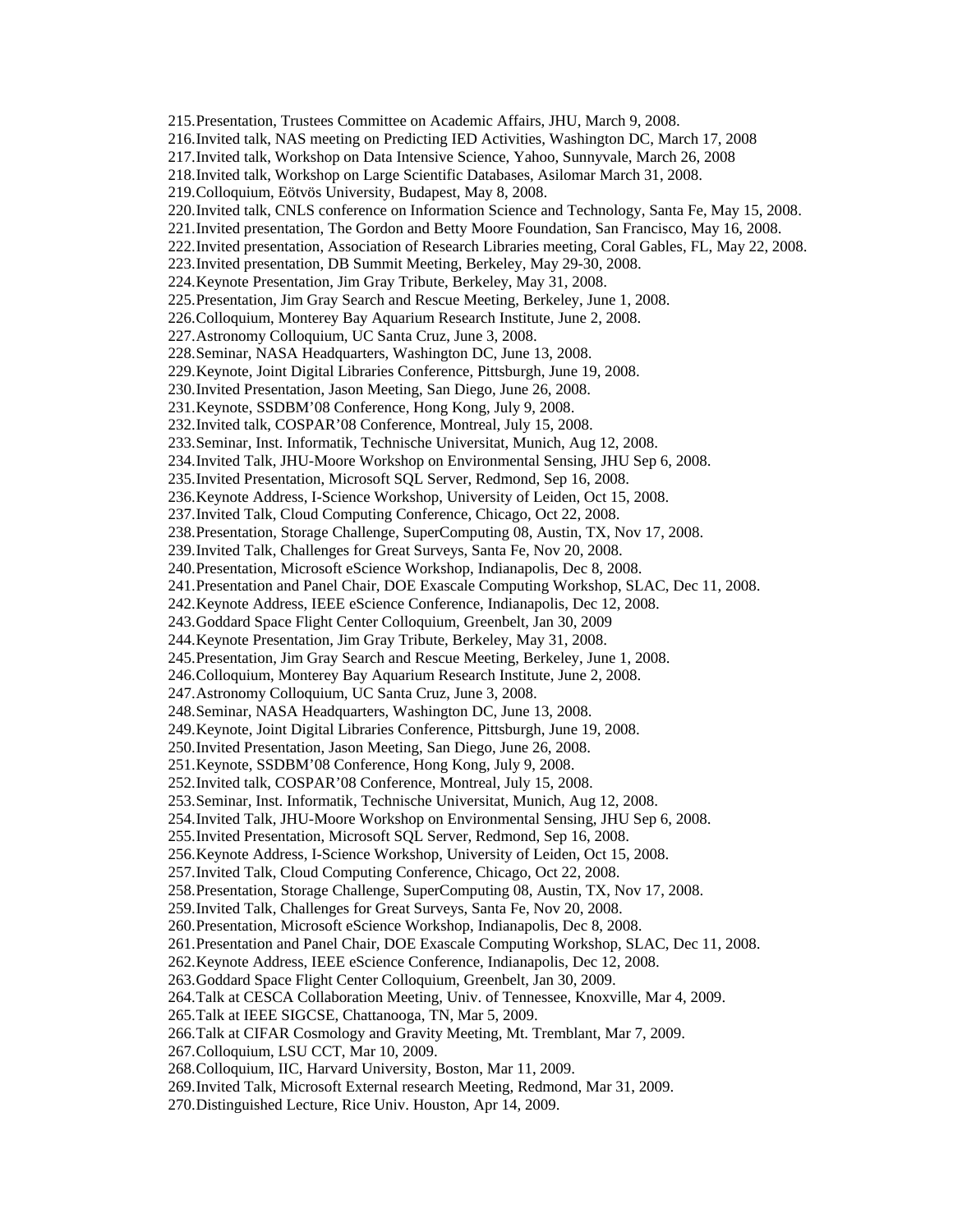215. Presentation, Trustees Committee on Academic Affairs, JHU, March 9, 2008.
216. Invited talk, NAS meeting on Predicting IED Activities, Washington DC, March 17, 2008
217. Invited talk, Workshop on Data Intensive Science, Yahoo, Sunnyvale, March 26, 2008
218. Invited talk, Workshop on Large Scientific Databases, Asilomar March 31, 2008.
219. Colloquium, Eötvös University, Budapest, May 8, 2008.
220. Invited talk, CNLS conference on Information Science and Technology, Santa Fe, May 15, 2008.
221. Invited presentation, The Gordon and Betty Moore Foundation, San Francisco, May 16, 2008.
222. Invited presentation, Association of Research Libraries meeting, Coral Gables, FL, May 22, 2008.
223. Invited presentation, DB Summit Meeting, Berkeley, May 29-30, 2008.
224. Keynote Presentation, Jim Gray Tribute, Berkeley, May 31, 2008.
225. Presentation, Jim Gray Search and Rescue Meeting, Berkeley, June 1, 2008.
226. Colloquium, Monterey Bay Aquarium Research Institute, June 2, 2008.
227. Astronomy Colloquium, UC Santa Cruz, June 3, 2008.
228. Seminar, NASA Headquarters, Washington DC, June 13, 2008.
229. Keynote, Joint Digital Libraries Conference, Pittsburgh, June 19, 2008.
230. Invited Presentation, Jason Meeting, San Diego, June 26, 2008.
231. Keynote, SSDBM'08 Conference, Hong Kong, July 9, 2008.
232. Invited talk, COSPAR'08 Conference, Montreal, July 15, 2008.
233. Seminar, Inst. Informatik, Technische Universitat, Munich, Aug 12, 2008.
234. Invited Talk, JHU-Moore Workshop on Environmental Sensing, JHU Sep 6, 2008.
235. Invited Presentation, Microsoft SQL Server, Redmond, Sep 16, 2008.
236. Keynote Address, I-Science Workshop, University of Leiden, Oct 15, 2008.
237. Invited Talk, Cloud Computing Conference, Chicago, Oct 22, 2008.
238. Presentation, Storage Challenge, SuperComputing 08, Austin, TX, Nov 17, 2008.
239. Invited Talk, Challenges for Great Surveys, Santa Fe, Nov 20, 2008.
240. Presentation, Microsoft eScience Workshop, Indianapolis, Dec 8, 2008.
241. Presentation and Panel Chair, DOE Exascale Computing Workshop, SLAC, Dec 11, 2008.
242. Keynote Address, IEEE eScience Conference, Indianapolis, Dec 12, 2008.
243. Goddard Space Flight Center Colloquium, Greenbelt, Jan 30, 2009
244. Keynote Presentation, Jim Gray Tribute, Berkeley, May 31, 2008.
245. Presentation, Jim Gray Search and Rescue Meeting, Berkeley, June 1, 2008.
246. Colloquium, Monterey Bay Aquarium Research Institute, June 2, 2008.
247. Astronomy Colloquium, UC Santa Cruz, June 3, 2008.
248. Seminar, NASA Headquarters, Washington DC, June 13, 2008.
249. Keynote, Joint Digital Libraries Conference, Pittsburgh, June 19, 2008.
250. Invited Presentation, Jason Meeting, San Diego, June 26, 2008.
251. Keynote, SSDBM'08 Conference, Hong Kong, July 9, 2008.
252. Invited talk, COSPAR'08 Conference, Montreal, July 15, 2008.
253. Seminar, Inst. Informatik, Technische Universitat, Munich, Aug 12, 2008.
254. Invited Talk, JHU-Moore Workshop on Environmental Sensing, JHU Sep 6, 2008.
255. Invited Presentation, Microsoft SQL Server, Redmond, Sep 16, 2008.
256. Keynote Address, I-Science Workshop, University of Leiden, Oct 15, 2008.
257. Invited Talk, Cloud Computing Conference, Chicago, Oct 22, 2008.
258. Presentation, Storage Challenge, SuperComputing 08, Austin, TX, Nov 17, 2008.
259. Invited Talk, Challenges for Great Surveys, Santa Fe, Nov 20, 2008.
260. Presentation, Microsoft eScience Workshop, Indianapolis, Dec 8, 2008.
261. Presentation and Panel Chair, DOE Exascale Computing Workshop, SLAC, Dec 11, 2008.
262. Keynote Address, IEEE eScience Conference, Indianapolis, Dec 12, 2008.
263. Goddard Space Flight Center Colloquium, Greenbelt, Jan 30, 2009.
264. Talk at CESCA Collaboration Meeting, Univ. of Tennessee, Knoxville, Mar 4, 2009.
265. Talk at IEEE SIGCSE, Chattanooga, TN, Mar 5, 2009.
266. Talk at CIFAR Cosmology and Gravity Meeting, Mt. Tremblant, Mar 7, 2009.
267. Colloquium, LSU CCT, Mar 10, 2009.
268. Colloquium, IIC, Harvard University, Boston, Mar 11, 2009.
269. Invited Talk, Microsoft External research Meeting, Redmond, Mar 31, 2009.
270. Distinguished Lecture, Rice Univ. Houston, Apr 14, 2009.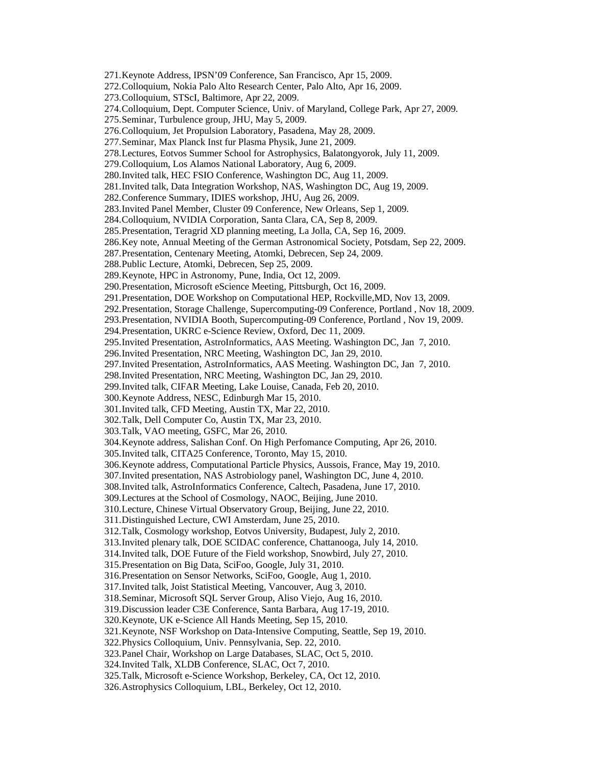271. Keynote Address, IPSN'09 Conference, San Francisco, Apr 15, 2009.
272. Colloquium, Nokia Palo Alto Research Center, Palo Alto, Apr 16, 2009.
273. Colloquium, STScI, Baltimore, Apr 22, 2009.
274. Colloquium, Dept. Computer Science, Univ. of Maryland, College Park, Apr 27, 2009.
275. Seminar, Turbulence group, JHU, May 5, 2009.
276. Colloquium, Jet Propulsion Laboratory, Pasadena, May 28, 2009.
277. Seminar, Max Planck Inst fur Plasma Physik, June 21, 2009.
278. Lectures, Eotvos Summer School for Astrophysics, Balatongyorok, July 11, 2009.
279. Colloquium, Los Alamos National Laboratory, Aug 6, 2009.
280. Invited talk, HEC FSIO Conference, Washington DC, Aug 11, 2009.
281. Invited talk, Data Integration Workshop, NAS, Washington DC, Aug 19, 2009.
282. Conference Summary, IDIES workshop, JHU, Aug 26, 2009.
283. Invited Panel Member, Cluster 09 Conference, New Orleans, Sep 1, 2009.
284. Colloquium, NVIDIA Corporation, Santa Clara, CA, Sep 8, 2009.
285. Presentation, Teragrid XD planning meeting, La Jolla, CA, Sep 16, 2009.
286. Key note, Annual Meeting of the German Astronomical Society, Potsdam, Sep 22, 2009.
287. Presentation, Centenary Meeting, Atomki, Debrecen, Sep 24, 2009.
288. Public Lecture, Atomki, Debrecen, Sep 25, 2009.
289. Keynote, HPC in Astronomy, Pune, India, Oct 12, 2009.
290. Presentation, Microsoft eScience Meeting, Pittsburgh, Oct 16, 2009.
291. Presentation, DOE Workshop on Computational HEP, Rockville,MD, Nov 13, 2009.
292. Presentation, Storage Challenge, Supercomputing-09 Conference, Portland , Nov 18, 2009.
293. Presentation, NVIDIA Booth, Supercomputing-09 Conference, Portland , Nov 19, 2009.
294. Presentation, UKRC e-Science Review, Oxford, Dec 11, 2009.
295. Invited Presentation, AstroInformatics, AAS Meeting. Washington DC, Jan 7, 2010.
296. Invited Presentation, NRC Meeting, Washington DC, Jan 29, 2010.
297. Invited Presentation, AstroInformatics, AAS Meeting. Washington DC, Jan 7, 2010.
298. Invited Presentation, NRC Meeting, Washington DC, Jan 29, 2010.
299. Invited talk, CIFAR Meeting, Lake Louise, Canada, Feb 20, 2010.
300. Keynote Address, NESC, Edinburgh Mar 15, 2010.
301. Invited talk, CFD Meeting, Austin TX, Mar 22, 2010.
302. Talk, Dell Computer Co, Austin TX, Mar 23, 2010.
303. Talk, VAO meeting, GSFC, Mar 26, 2010.
304. Keynote address, Salishan Conf. On High Perfomance Computing, Apr 26, 2010.
305. Invited talk, CITA25 Conference, Toronto, May 15, 2010.
306. Keynote address, Computational Particle Physics, Aussois, France, May 19, 2010.
307. Invited presentation, NAS Astrobiology panel, Washington DC, June 4, 2010.
308. Invited talk, AstroInformatics Conference, Caltech, Pasadena, June 17, 2010.
309. Lectures at the School of Cosmology, NAOC, Beijing, June 2010.
310. Lecture, Chinese Virtual Observatory Group, Beijing, June 22, 2010.
311. Distinguished Lecture, CWI Amsterdam, June 25, 2010.
312. Talk, Cosmology workshop, Eotvos University, Budapest, July 2, 2010.
313. Invited plenary talk, DOE SCIDAC conference, Chattanooga, July 14, 2010.
314. Invited talk, DOE Future of the Field workshop, Snowbird, July 27, 2010.
315. Presentation on Big Data, SciFoo, Google, July 31, 2010.
316. Presentation on Sensor Networks, SciFoo, Google, Aug 1, 2010.
317. Invited talk, Joist Statistical Meeting, Vancouver, Aug 3, 2010.
318. Seminar, Microsoft SQL Server Group, Aliso Viejo, Aug 16, 2010.
319. Discussion leader C3E Conference, Santa Barbara, Aug 17-19, 2010.
320. Keynote, UK e-Science All Hands Meeting, Sep 15, 2010.
321. Keynote, NSF Workshop on Data-Intensive Computing, Seattle, Sep 19, 2010.
322. Physics Colloquium, Univ. Pennsylvania, Sep. 22, 2010.
323. Panel Chair, Workshop on Large Databases, SLAC, Oct 5, 2010.
324. Invited Talk, XLDB Conference, SLAC, Oct 7, 2010.
325. Talk, Microsoft e-Science Workshop, Berkeley, CA, Oct 12, 2010.
326. Astrophysics Colloquium, LBL, Berkeley, Oct 12, 2010.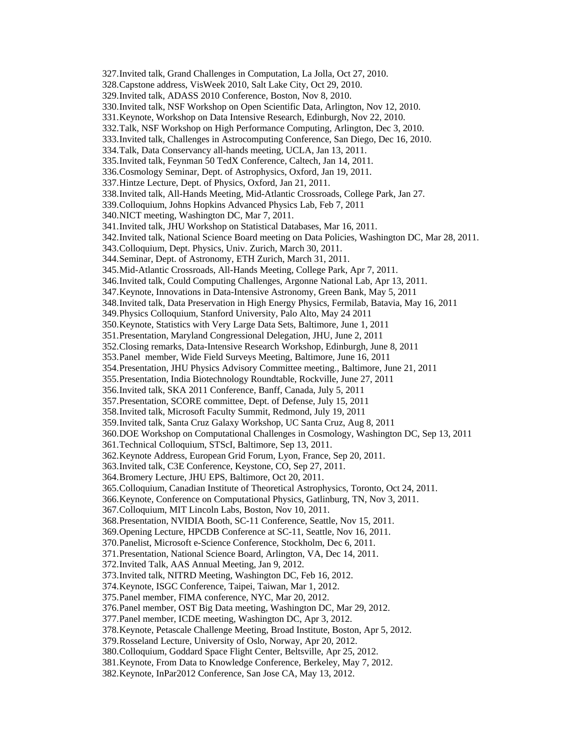327. Invited talk, Grand Challenges in Computation, La Jolla, Oct 27, 2010.
328. Capstone address, VisWeek 2010, Salt Lake City, Oct 29, 2010.
329. Invited talk, ADASS 2010 Conference, Boston, Nov 8, 2010.
330. Invited talk, NSF Workshop on Open Scientific Data, Arlington, Nov 12, 2010.
331. Keynote, Workshop on Data Intensive Research, Edinburgh, Nov 22, 2010.
332. Talk, NSF Workshop on High Performance Computing, Arlington, Dec 3, 2010.
333. Invited talk, Challenges in Astrocomputing Conference, San Diego, Dec 16, 2010.
334. Talk, Data Conservancy all-hands meeting, UCLA, Jan 13, 2011.
335. Invited talk, Feynman 50 TedX Conference, Caltech, Jan 14, 2011.
336. Cosmology Seminar, Dept. of Astrophysics, Oxford, Jan 19, 2011.
337. Hintze Lecture, Dept. of Physics, Oxford, Jan 21, 2011.
338. Invited talk, All-Hands Meeting, Mid-Atlantic Crossroads, College Park, Jan 27.
339. Colloquium, Johns Hopkins Advanced Physics Lab, Feb 7, 2011
340. NICT meeting, Washington DC, Mar 7, 2011.
341. Invited talk, JHU Workshop on Statistical Databases, Mar 16, 2011.
342. Invited talk, National Science Board meeting on Data Policies, Washington DC, Mar 28, 2011.
343. Colloquium, Dept. Physics, Univ. Zurich, March 30, 2011.
344. Seminar, Dept. of Astronomy, ETH Zurich, March 31, 2011.
345. Mid-Atlantic Crossroads, All-Hands Meeting, College Park, Apr 7, 2011.
346. Invited talk, Could Computing Challenges, Argonne National Lab, Apr 13, 2011.
347. Keynote, Innovations in Data-Intensive Astronomy, Green Bank, May 5, 2011
348. Invited talk, Data Preservation in High Energy Physics, Fermilab, Batavia, May 16, 2011
349. Physics Colloquium, Stanford University, Palo Alto, May 24 2011
350. Keynote, Statistics with Very Large Data Sets, Baltimore, June 1, 2011
351. Presentation, Maryland Congressional Delegation, JHU, June 2, 2011
352. Closing remarks, Data-Intensive Research Workshop, Edinburgh, June 8, 2011
353. Panel member, Wide Field Surveys Meeting, Baltimore, June 16, 2011
354. Presentation, JHU Physics Advisory Committee meeting., Baltimore, June 21, 2011
355. Presentation, India Biotechnology Roundtable, Rockville, June 27, 2011
356. Invited talk, SKA 2011 Conference, Banff, Canada, July 5, 2011
357. Presentation, SCORE committee, Dept. of Defense, July 15, 2011
358. Invited talk, Microsoft Faculty Summit, Redmond, July 19, 2011
359. Invited talk, Santa Cruz Galaxy Workshop, UC Santa Cruz, Aug 8, 2011
360. DOE Workshop on Computational Challenges in Cosmology, Washington DC, Sep 13, 2011
361. Technical Colloquium, STScI, Baltimore, Sep 13, 2011.
362. Keynote Address, European Grid Forum, Lyon, France, Sep 20, 2011.
363. Invited talk, C3E Conference, Keystone, CO, Sep 27, 2011.
364. Bromery Lecture, JHU EPS, Baltimore, Oct 20, 2011.
365. Colloquium, Canadian Institute of Theoretical Astrophysics, Toronto, Oct 24, 2011.
366. Keynote, Conference on Computational Physics, Gatlinburg, TN, Nov 3, 2011.
367. Colloquium, MIT Lincoln Labs, Boston, Nov 10, 2011.
368. Presentation, NVIDIA Booth, SC-11 Conference, Seattle, Nov 15, 2011.
369. Opening Lecture, HPCDB Conference at SC-11, Seattle, Nov 16, 2011.
370. Panelist, Microsoft e-Science Conference, Stockholm, Dec 6, 2011.
371. Presentation, National Science Board, Arlington, VA, Dec 14, 2011.
372. Invited Talk, AAS Annual Meeting, Jan 9, 2012.
373. Invited talk, NITRD Meeting, Washington DC, Feb 16, 2012.
374. Keynote, ISGC Conference, Taipei, Taiwan, Mar 1, 2012.
375. Panel member, FIMA conference, NYC, Mar 20, 2012.
376. Panel member, OST Big Data meeting, Washington DC, Mar 29, 2012.
377. Panel member, ICDE meeting, Washington DC, Apr 3, 2012.
378. Keynote, Petascale Challenge Meeting, Broad Institute, Boston, Apr 5, 2012.
379. Rosseland Lecture, University of Oslo, Norway, Apr 20, 2012.
380. Colloquium, Goddard Space Flight Center, Beltsville, Apr 25, 2012.
381. Keynote, From Data to Knowledge Conference, Berkeley, May 7, 2012.
382. Keynote, InPar2012 Conference, San Jose CA, May 13, 2012.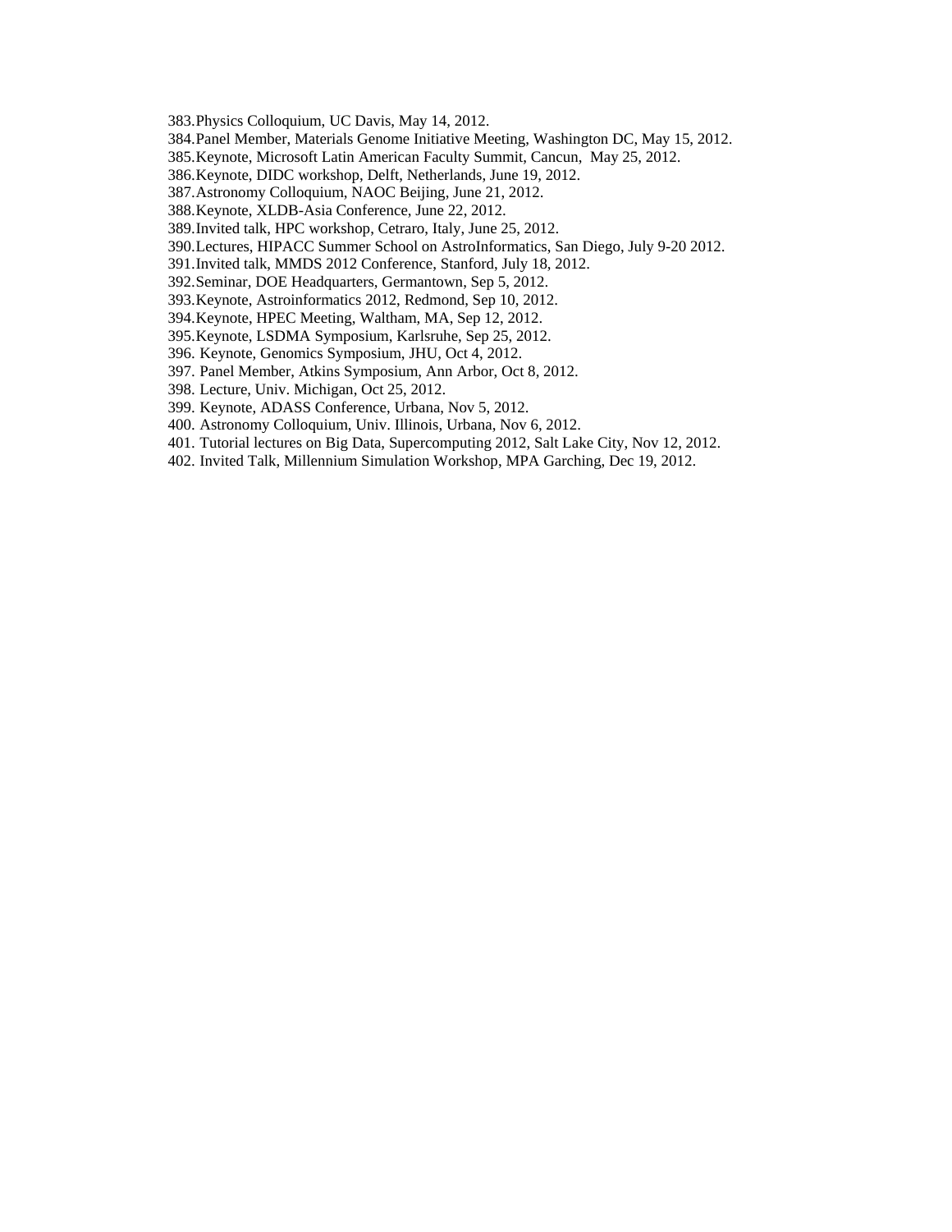383. Physics Colloquium, UC Davis, May 14, 2012.
384. Panel Member, Materials Genome Initiative Meeting, Washington DC, May 15, 2012.
385. Keynote, Microsoft Latin American Faculty Summit, Cancun, May 25, 2012.
386. Keynote, DIDC workshop, Delft, Netherlands, June 19, 2012.
387. Astronomy Colloquium, NAOC Beijing, June 21, 2012.
388. Keynote, XLDB-Asia Conference, June 22, 2012.
389. Invited talk, HPC workshop, Cetraro, Italy, June 25, 2012.
390. Lectures, HIPACC Summer School on AstroInformatics, San Diego, July 9-20 2012.
391. Invited talk, MMDS 2012 Conference, Stanford, July 18, 2012.
392. Seminar, DOE Headquarters, Germantown, Sep 5, 2012.
393. Keynote, Astroinformatics 2012, Redmond, Sep 10, 2012.
394. Keynote, HPEC Meeting, Waltham, MA, Sep 12, 2012.
395. Keynote, LSDMA Symposium, Karlsruhe, Sep 25, 2012.
396. Keynote, Genomics Symposium, JHU, Oct 4, 2012.
397. Panel Member, Atkins Symposium, Ann Arbor, Oct 8, 2012.
398. Lecture, Univ. Michigan, Oct 25, 2012.
399. Keynote, ADASS Conference, Urbana, Nov 5, 2012.
400. Astronomy Colloquium, Univ. Illinois, Urbana, Nov 6, 2012.
401. Tutorial lectures on Big Data, Supercomputing 2012, Salt Lake City, Nov 12, 2012.
402. Invited Talk, Millennium Simulation Workshop, MPA Garching, Dec 19, 2012.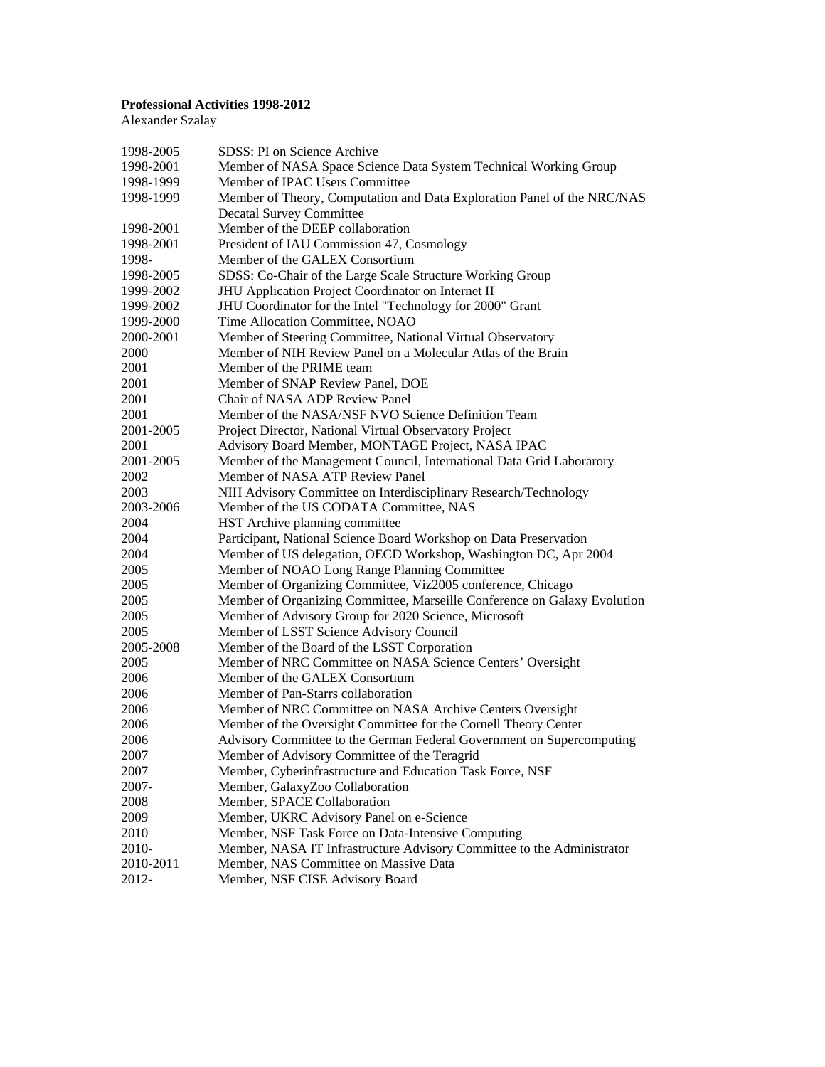**Professional Activities 1998-2012**
Alexander Szalay

| | |
|---|---|
| 1998-2005 | SDSS: PI on Science Archive |
| 1998-2001 | Member of NASA Space Science Data System Technical Working Group |
| 1998-1999 | Member of IPAC Users Committee |
| 1998-1999 | Member of Theory, Computation and Data Exploration Panel of the NRC/NAS Decatal Survey Committee |
| 1998-2001 | Member of the DEEP collaboration |
| 1998-2001 | President of IAU Commission 47, Cosmology |
| 1998- | Member of the GALEX Consortium |
| 1998-2005 | SDSS: Co-Chair of the Large Scale Structure Working Group |
| 1999-2002 | JHU Application Project Coordinator on Internet II |
| 1999-2002 | JHU Coordinator for the Intel "Technology for 2000" Grant |
| 1999-2000 | Time Allocation Committee, NOAO |
| 2000-2001 | Member of Steering Committee, National Virtual Observatory |
| 2000 | Member of NIH Review Panel on a Molecular Atlas of the Brain |
| 2001 | Member of the PRIME team |
| 2001 | Member of SNAP Review Panel, DOE |
| 2001 | Chair of NASA ADP Review Panel |
| 2001 | Member of the NASA/NSF NVO Science Definition Team |
| 2001-2005 | Project Director, National Virtual Observatory Project |
| 2001 | Advisory Board Member, MONTAGE Project, NASA IPAC |
| 2001-2005 | Member of the Management Council, International Data Grid Laborarory |
| 2002 | Member of NASA ATP Review Panel |
| 2003 | NIH Advisory Committee on Interdisciplinary Research/Technology |
| 2003-2006 | Member of the US CODATA Committee, NAS |
| 2004 | HST Archive planning committee |
| 2004 | Participant, National Science Board Workshop on Data Preservation |
| 2004 | Member of US delegation, OECD Workshop, Washington DC, Apr 2004 |
| 2005 | Member of NOAO Long Range Planning Committee |
| 2005 | Member of Organizing Committee, Viz2005 conference, Chicago |
| 2005 | Member of Organizing Committee, Marseille Conference on Galaxy Evolution |
| 2005 | Member of Advisory Group for 2020 Science, Microsoft |
| 2005 | Member of LSST Science Advisory Council |
| 2005-2008 | Member of the Board of the LSST Corporation |
| 2005 | Member of NRC Committee on NASA Science Centers' Oversight |
| 2006 | Member of the GALEX Consortium |
| 2006 | Member of Pan-Starrs collaboration |
| 2006 | Member of NRC Committee on NASA Archive Centers Oversight |
| 2006 | Member of the Oversight Committee for the Cornell Theory Center |
| 2006 | Advisory Committee to the German Federal Government on Supercomputing |
| 2007 | Member of Advisory Committee of the Teragrid |
| 2007 | Member, Cyberinfrastructure and Education Task Force, NSF |
| 2007- | Member, GalaxyZoo Collaboration |
| 2008 | Member, SPACE Collaboration |
| 2009 | Member, UKRC Advisory Panel on e-Science |
| 2010 | Member, NSF Task Force on Data-Intensive Computing |
| 2010- | Member, NASA IT Infrastructure Advisory Committee to the Administrator |
| 2010-2011 | Member, NAS Committee on Massive Data |
| 2012- | Member, NSF CISE Advisory Board |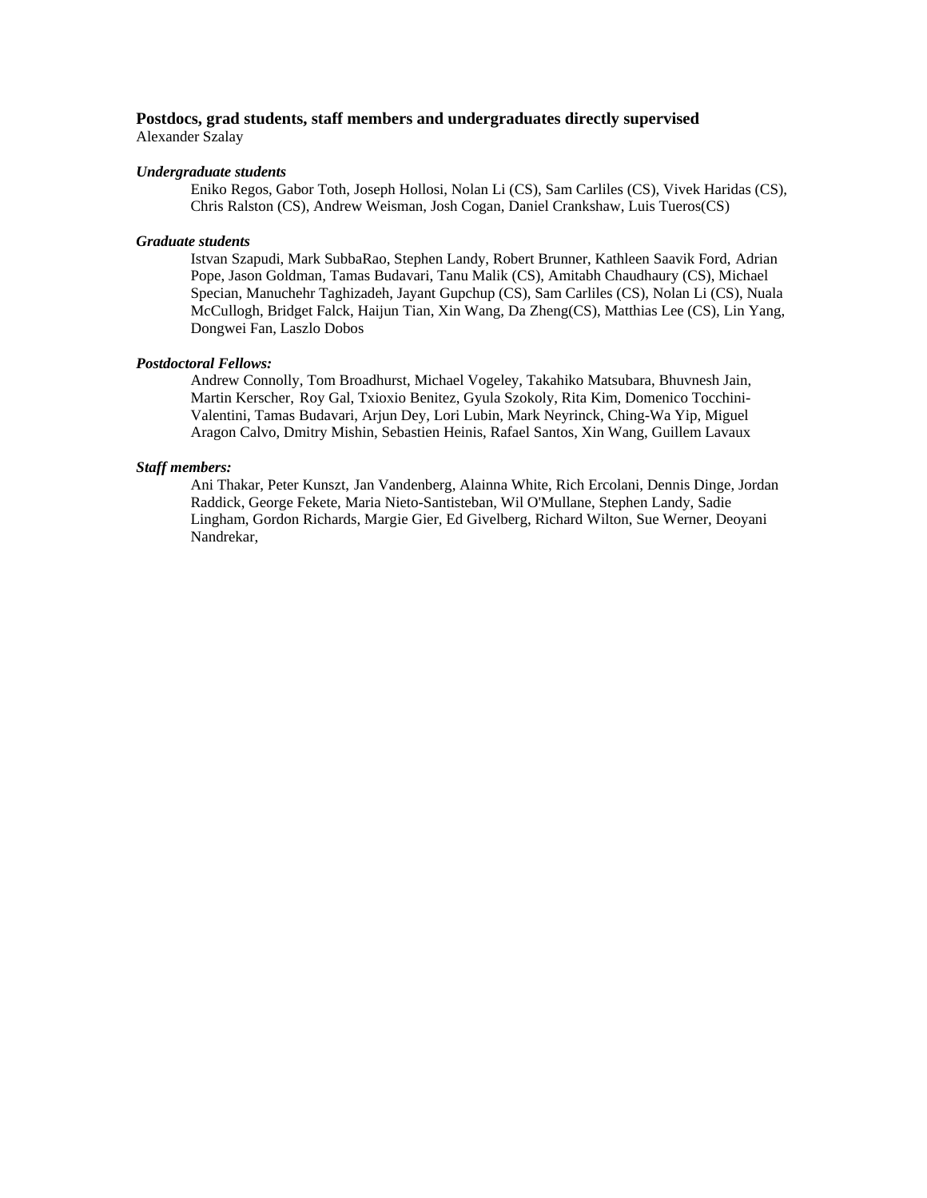**Postdocs, grad students, staff members and undergraduates directly supervised**
Alexander Szalay

***Undergraduate students***

Eniko Regos, Gabor Toth, Joseph Hollosi, Nolan Li (CS), Sam Carliles (CS), Vivek Haridas (CS), Chris Ralston (CS), Andrew Weisman, Josh Cogan, Daniel Crankshaw, Luis Tueros(CS)

***Graduate students***

Istvan Szapudi, Mark SubbaRao, Stephen Landy, Robert Brunner, Kathleen Saavik Ford, Adrian Pope, Jason Goldman, Tamas Budavari, Tanu Malik (CS), Amitabh Chaudhaury (CS), Michael Specian, Manuchehr Taghizadeh, Jayant Gupchup (CS), Sam Carliles (CS), Nolan Li (CS), Nuala McCullogh, Bridget Falck, Haijun Tian, Xin Wang, Da Zheng(CS), Matthias Lee (CS), Lin Yang, Dongwei Fan, Laszlo Dobos

***Postdoctoral Fellows:***

Andrew Connolly, Tom Broadhurst, Michael Vogeley, Takahiko Matsubara, Bhuvnesh Jain, Martin Kerscher, Roy Gal, Txioxio Benitez, Gyula Szokoly, Rita Kim, Domenico Tocchini-Valentini, Tamas Budavari, Arjun Dey, Lori Lubin, Mark Neyrinck, Ching-Wa Yip, Miguel Aragon Calvo, Dmitry Mishin, Sebastien Heinis, Rafael Santos, Xin Wang, Guillem Lavaux

***Staff members:***

Ani Thakar, Peter Kunszt, Jan Vandenberg, Alainna White, Rich Ercolani, Dennis Dinge, Jordan Raddick, George Fekete, Maria Nieto-Santisteban, Wil O'Mullane, Stephen Landy, Sadie Lingham, Gordon Richards, Margie Gier, Ed Givelberg, Richard Wilton, Sue Werner, Deoyani Nandrekar,